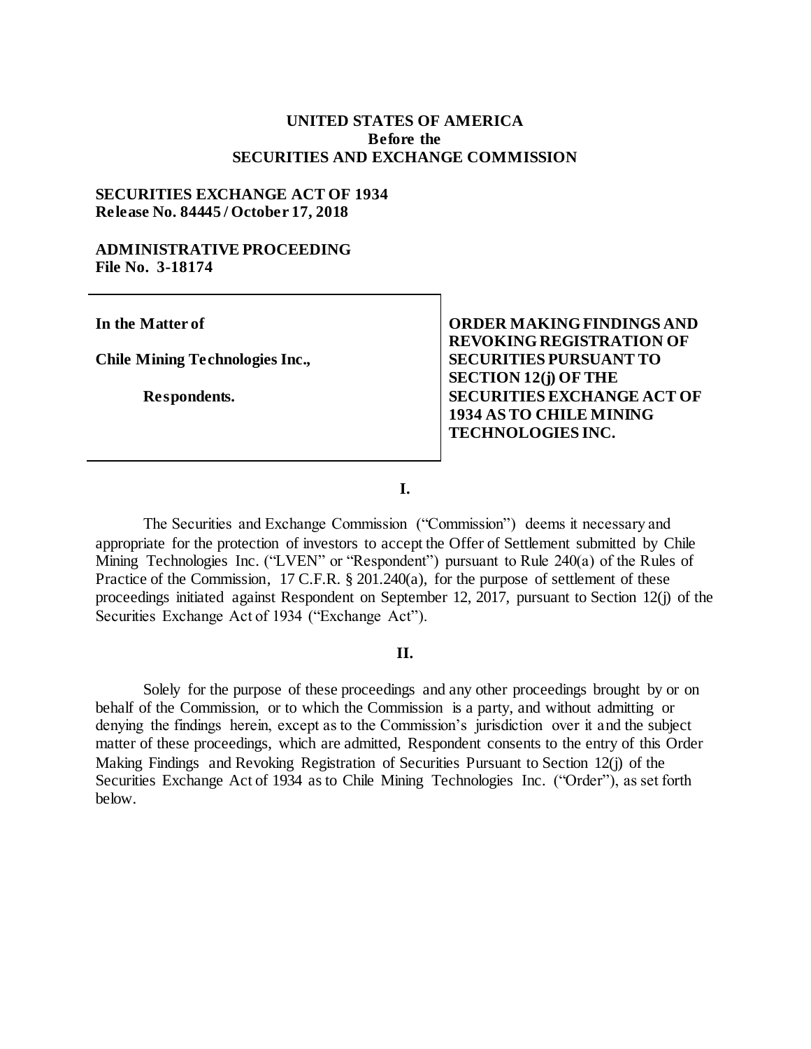**UNITED STATES OF AMERICA**
**Before the**
**SECURITIES AND EXCHANGE COMMISSION**

**SECURITIES EXCHANGE ACT OF 1934**
**Release No. 84445 / October 17, 2018**

**ADMINISTRATIVE PROCEEDING**
**File No. 3-18174**

| In the Matter of | ORDER MAKING FINDINGS AND REVOKING REGISTRATION OF SECURITIES PURSUANT TO SECTION 12(j) OF THE SECURITIES EXCHANGE ACT OF 1934 AS TO CHILE MINING TECHNOLOGIES INC. |
|---|---|
| Chile Mining Technologies Inc., | |
| Respondents. | |

**I.**

The Securities and Exchange Commission ("Commission") deems it necessary and appropriate for the protection of investors to accept the Offer of Settlement submitted by Chile Mining Technologies Inc. ("LVEN" or "Respondent") pursuant to Rule 240(a) of the Rules of Practice of the Commission, 17 C.F.R. § 201.240(a), for the purpose of settlement of these proceedings initiated against Respondent on September 12, 2017, pursuant to Section 12(j) of the Securities Exchange Act of 1934 ("Exchange Act").

**II.**

Solely for the purpose of these proceedings and any other proceedings brought by or on behalf of the Commission, or to which the Commission is a party, and without admitting or denying the findings herein, except as to the Commission's jurisdiction over it and the subject matter of these proceedings, which are admitted, Respondent consents to the entry of this Order Making Findings and Revoking Registration of Securities Pursuant to Section 12(j) of the Securities Exchange Act of 1934 as to Chile Mining Technologies Inc. ("Order"), as set forth below.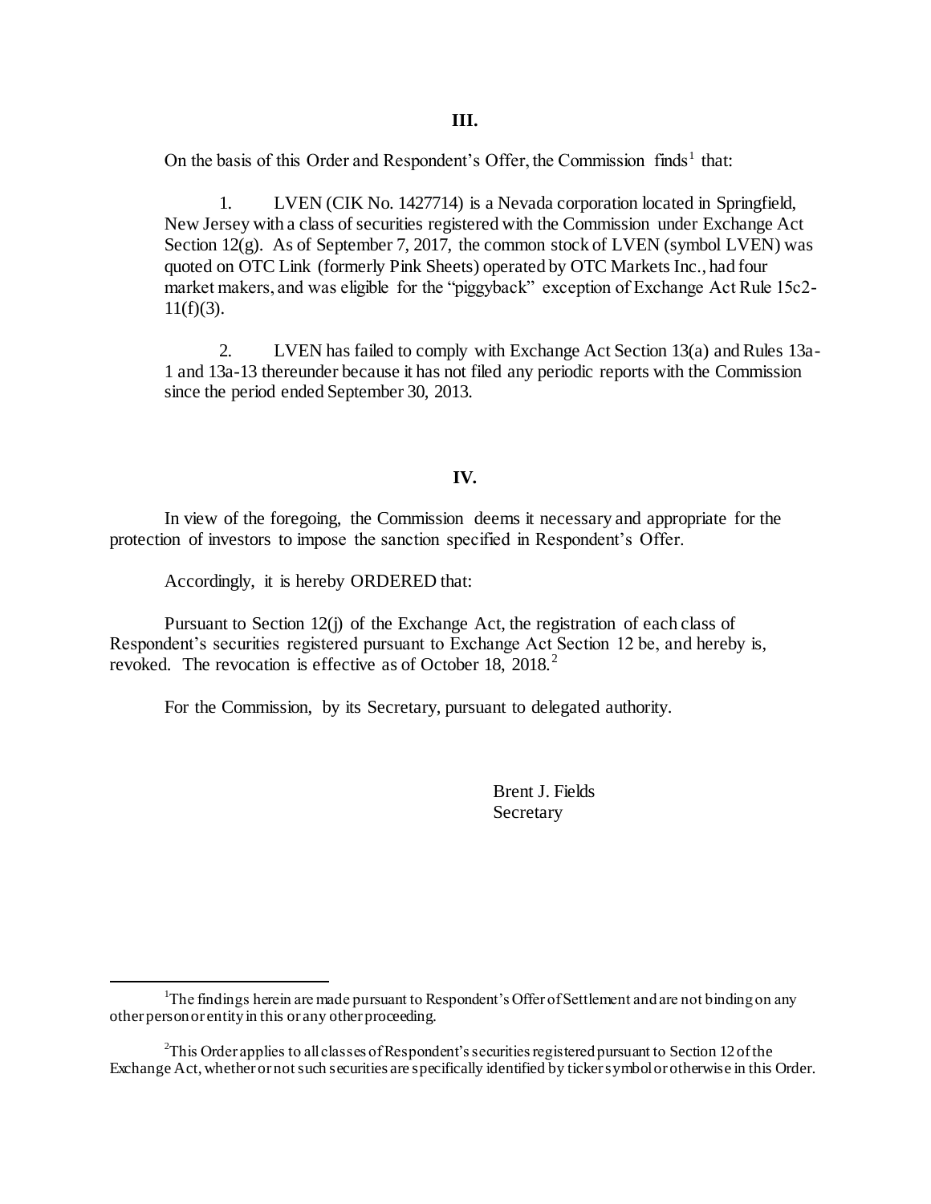## III.

On the basis of this Order and Respondent's Offer, the Commission finds[1] that:

1. LVEN (CIK No. 1427714) is a Nevada corporation located in Springfield, New Jersey with a class of securities registered with the Commission under Exchange Act Section 12(g). As of September 7, 2017, the common stock of LVEN (symbol LVEN) was quoted on OTC Link (formerly Pink Sheets) operated by OTC Markets Inc., had four market makers, and was eligible for the "piggyback" exception of Exchange Act Rule 15c2-11(f)(3).

2. LVEN has failed to comply with Exchange Act Section 13(a) and Rules 13a-1 and 13a-13 thereunder because it has not filed any periodic reports with the Commission since the period ended September 30, 2013.

## IV.

In view of the foregoing, the Commission deems it necessary and appropriate for the protection of investors to impose the sanction specified in Respondent's Offer.

Accordingly, it is hereby ORDERED that:

Pursuant to Section 12(j) of the Exchange Act, the registration of each class of Respondent's securities registered pursuant to Exchange Act Section 12 be, and hereby is, revoked. The revocation is effective as of October 18, 2018.[2]

For the Commission, by its Secretary, pursuant to delegated authority.

Brent J. Fields
Secretary

---

[1] The findings herein are made pursuant to Respondent's Offer of Settlement and are not binding on any other person or entity in this or any other proceeding.

[2] This Order applies to all classes of Respondent's securities registered pursuant to Section 12 of the Exchange Act, whether or not such securities are specifically identified by ticker symbol or otherwise in this Order.